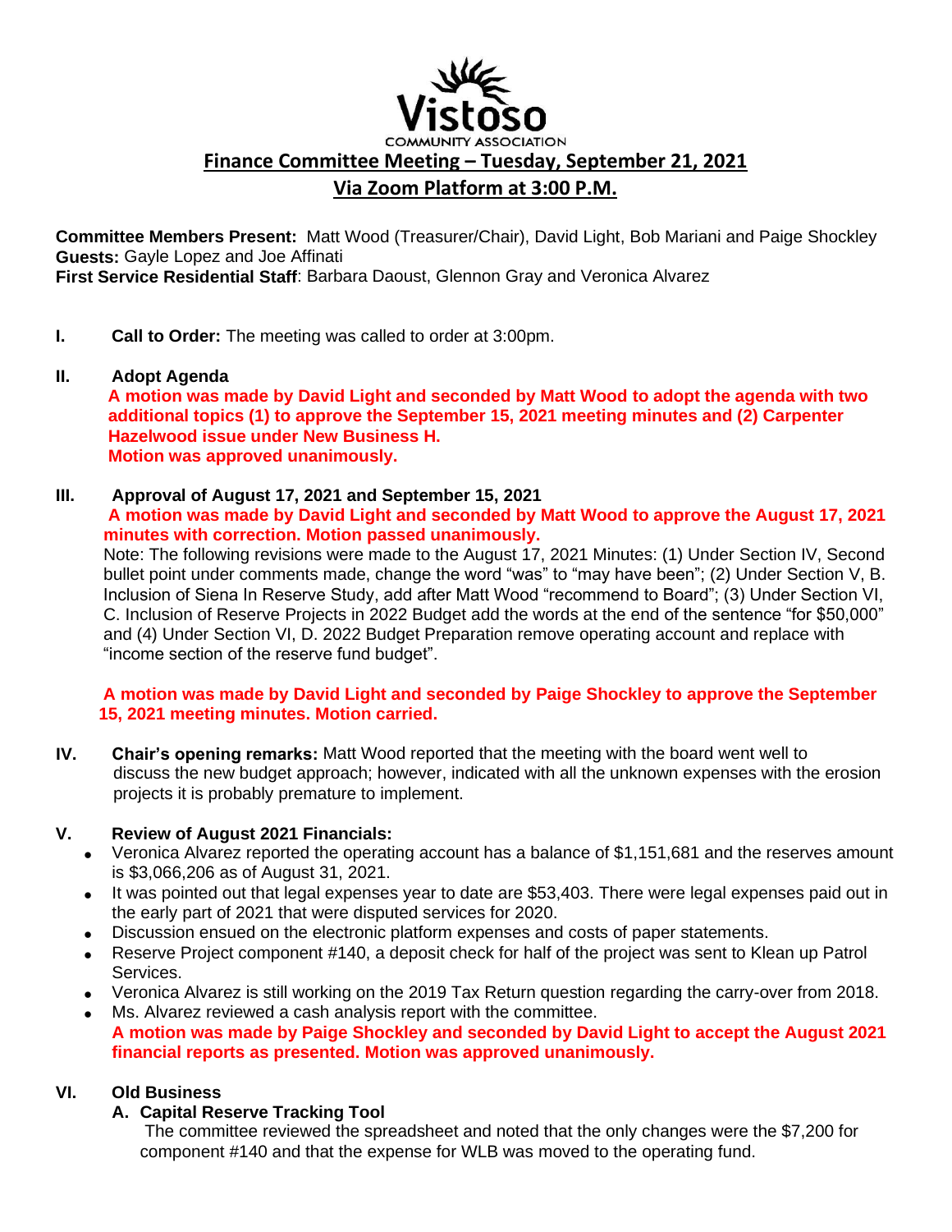Vistoso COMMUNITY ASSOCIATION

# Finance Committee Meeting – Tuesday, September 21, 2021

## Via Zoom Platform at 3:00 P.M.

**Committee Members Present:** Matt Wood (Treasurer/Chair), David Light, Bob Mariani and Paige Shockley
**Guests:** Gayle Lopez and Joe Affinati
**First Service Residential Staff**: Barbara Daoust, Glennon Gray and Veronica Alvarez

**I. Call to Order:** The meeting was called to order at 3:00pm.

**II. Adopt Agenda**

**A motion was made by David Light and seconded by Matt Wood to adopt the agenda with two additional topics (1) to approve the September 15, 2021 meeting minutes and (2) Carpenter Hazelwood issue under New Business H.**
**Motion was approved unanimously.**

**III. Approval of August 17, 2021 and September 15, 2021**

**A motion was made by David Light and seconded by Matt Wood to approve the August 17, 2021 minutes with correction. Motion passed unanimously.**

Note: The following revisions were made to the August 17, 2021 Minutes: (1) Under Section IV, Second bullet point under comments made, change the word "was" to "may have been"; (2) Under Section V, B. Inclusion of Siena In Reserve Study, add after Matt Wood "recommend to Board"; (3) Under Section VI, C. Inclusion of Reserve Projects in 2022 Budget add the words at the end of the sentence "for $50,000" and (4) Under Section VI, D. 2022 Budget Preparation remove operating account and replace with "income section of the reserve fund budget".

**A motion was made by David Light and seconded by Paige Shockley to approve the September 15, 2021 meeting minutes. Motion carried.**

**IV. Chair's opening remarks:** Matt Wood reported that the meeting with the board went well to discuss the new budget approach; however, indicated with all the unknown expenses with the erosion projects it is probably premature to implement.

**V. Review of August 2021 Financials:**

- Veronica Alvarez reported the operating account has a balance of $1,151,681 and the reserves amount is $3,066,206 as of August 31, 2021.
- It was pointed out that legal expenses year to date are $53,403. There were legal expenses paid out in the early part of 2021 that were disputed services for 2020.
- Discussion ensued on the electronic platform expenses and costs of paper statements.
- Reserve Project component #140, a deposit check for half of the project was sent to Klean up Patrol Services.
- Veronica Alvarez is still working on the 2019 Tax Return question regarding the carry-over from 2018.
- Ms. Alvarez reviewed a cash analysis report with the committee.

**A motion was made by Paige Shockley and seconded by David Light to accept the August 2021 financial reports as presented. Motion was approved unanimously.**

**VI. Old Business**

**A. Capital Reserve Tracking Tool**

The committee reviewed the spreadsheet and noted that the only changes were the $7,200 for component #140 and that the expense for WLB was moved to the operating fund.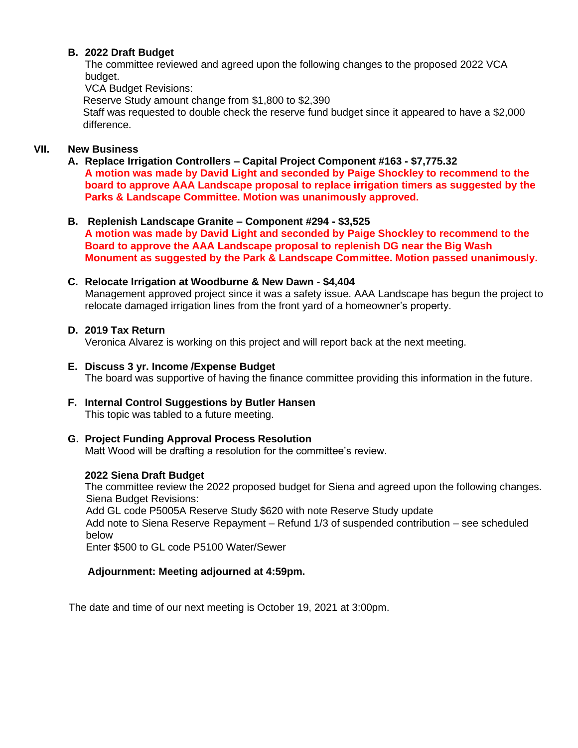**B. 2022 Draft Budget**

The committee reviewed and agreed upon the following changes to the proposed 2022 VCA budget.

VCA Budget Revisions:

Reserve Study amount change from $1,800 to $2,390

Staff was requested to double check the reserve fund budget since it appeared to have a $2,000 difference.

**VII. New Business**

**A. Replace Irrigation Controllers – Capital Project Component #163 - $7,775.32**

**A motion was made by David Light and seconded by Paige Shockley to recommend to the board to approve AAA Landscape proposal to replace irrigation timers as suggested by the Parks & Landscape Committee. Motion was unanimously approved.**

**B. Replenish Landscape Granite – Component #294 - $3,525**

**A motion was made by David Light and seconded by Paige Shockley to recommend to the Board to approve the AAA Landscape proposal to replenish DG near the Big Wash Monument as suggested by the Park & Landscape Committee. Motion passed unanimously.**

**C. Relocate Irrigation at Woodburne & New Dawn - $4,404**

Management approved project since it was a safety issue. AAA Landscape has begun the project to relocate damaged irrigation lines from the front yard of a homeowner's property.

**D. 2019 Tax Return**

Veronica Alvarez is working on this project and will report back at the next meeting.

**E. Discuss 3 yr. Income /Expense Budget**

The board was supportive of having the finance committee providing this information in the future.

**F. Internal Control Suggestions by Butler Hansen**

This topic was tabled to a future meeting.

**G. Project Funding Approval Process Resolution**

Matt Wood will be drafting a resolution for the committee's review.

**2022 Siena Draft Budget**

The committee review the 2022 proposed budget for Siena and agreed upon the following changes.

Siena Budget Revisions:

Add GL code P5005A Reserve Study $620 with note Reserve Study update

Add note to Siena Reserve Repayment – Refund 1/3 of suspended contribution – see scheduled below

Enter $500 to GL code P5100 Water/Sewer

**Adjournment: Meeting adjourned at 4:59pm.**

The date and time of our next meeting is October 19, 2021 at 3:00pm.